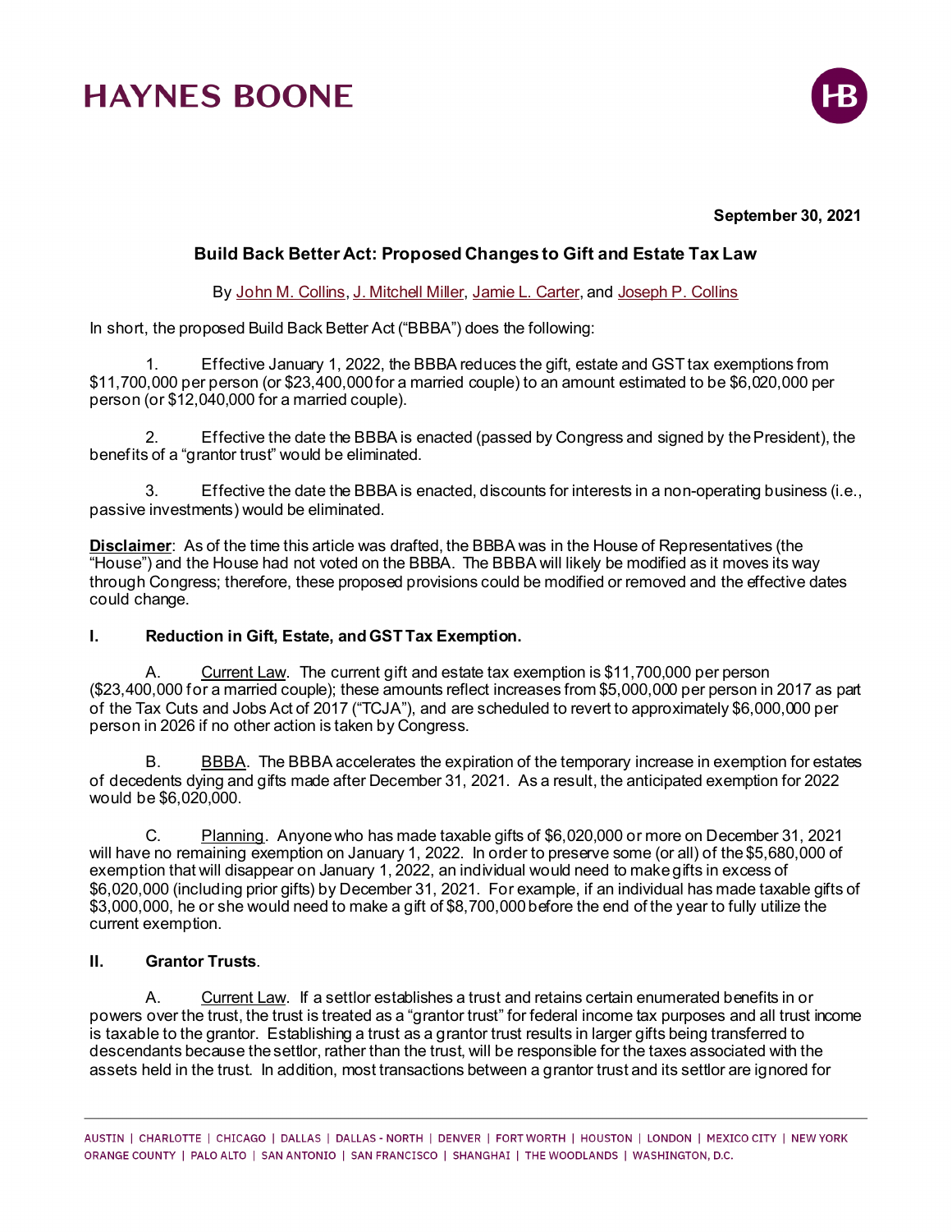**September 30, 2021**

# Build Back Better Act: Proposed Changes to Gift and Estate Tax Law

By John M. Collins, J. Mitchell Miller, Jamie L. Carter, and Joseph P. Collins

In short, the proposed Build Back Better Act ("BBBA") does the following:

1. Effective January 1, 2022, the BBBA reduces the gift, estate and GST tax exemptions from $11,700,000 per person (or $23,400,000 for a married couple) to an amount estimated to be $6,020,000 per person (or $12,040,000 for a married couple).

2. Effective the date the BBBA is enacted (passed by Congress and signed by the President), the benefits of a "grantor trust" would be eliminated.

3. Effective the date the BBBA is enacted, discounts for interests in a non-operating business (i.e., passive investments) would be eliminated.

**Disclaimer**: As of the time this article was drafted, the BBBA was in the House of Representatives (the "House") and the House had not voted on the BBBA. The BBBA will likely be modified as it moves its way through Congress; therefore, these proposed provisions could be modified or removed and the effective dates could change.

## I. Reduction in Gift, Estate, and GST Tax Exemption.

A. Current Law. The current gift and estate tax exemption is $11,700,000 per person ($23,400,000 for a married couple); these amounts reflect increases from $5,000,000 per person in 2017 as part of the Tax Cuts and Jobs Act of 2017 ("TCJA"), and are scheduled to revert to approximately $6,000,000 per person in 2026 if no other action is taken by Congress.

B. BBBA. The BBBA accelerates the expiration of the temporary increase in exemption for estates of decedents dying and gifts made after December 31, 2021. As a result, the anticipated exemption for 2022 would be $6,020,000.

C. Planning. Anyone who has made taxable gifts of $6,020,000 or more on December 31, 2021 will have no remaining exemption on January 1, 2022. In order to preserve some (or all) of the $5,680,000 of exemption that will disappear on January 1, 2022, an individual would need to make gifts in excess of $6,020,000 (including prior gifts) by December 31, 2021. For example, if an individual has made taxable gifts of $3,000,000, he or she would need to make a gift of $8,700,000 before the end of the year to fully utilize the current exemption.

## II. Grantor Trusts.

A. Current Law. If a settlor establishes a trust and retains certain enumerated benefits in or powers over the trust, the trust is treated as a "grantor trust" for federal income tax purposes and all trust income is taxable to the grantor. Establishing a trust as a grantor trust results in larger gifts being transferred to descendants because the settlor, rather than the trust, will be responsible for the taxes associated with the assets held in the trust. In addition, most transactions between a grantor trust and its settlor are ignored for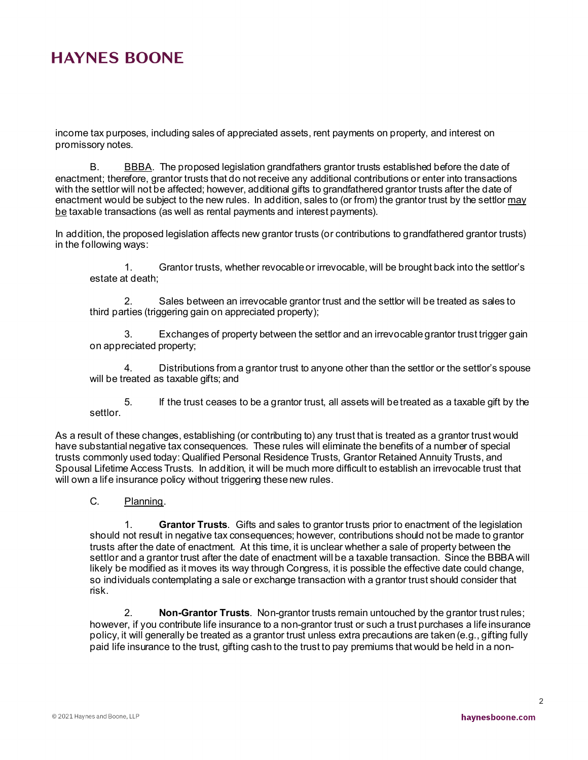income tax purposes, including sales of appreciated assets, rent payments on property, and interest on promissory notes.

B. <u>BBBA</u>. The proposed legislation grandfathers grantor trusts established before the date of enactment; therefore, grantor trusts that do not receive any additional contributions or enter into transactions with the settlor will not be affected; however, additional gifts to grandfathered grantor trusts after the date of enactment would be subject to the new rules. In addition, sales to (or from) the grantor trust by the settlor <u>may be</u> taxable transactions (as well as rental payments and interest payments).

In addition, the proposed legislation affects new grantor trusts (or contributions to grandfathered grantor trusts) in the following ways:

1. Grantor trusts, whether revocable or irrevocable, will be brought back into the settlor's estate at death;

2. Sales between an irrevocable grantor trust and the settlor will be treated as sales to third parties (triggering gain on appreciated property);

3. Exchanges of property between the settlor and an irrevocable grantor trust trigger gain on appreciated property;

4. Distributions from a grantor trust to anyone other than the settlor or the settlor's spouse will be treated as taxable gifts; and

5. If the trust ceases to be a grantor trust, all assets will be treated as a taxable gift by the settlor.

As a result of these changes, establishing (or contributing to) any trust that is treated as a grantor trust would have substantial negative tax consequences. These rules will eliminate the benefits of a number of special trusts commonly used today: Qualified Personal Residence Trusts, Grantor Retained Annuity Trusts, and Spousal Lifetime Access Trusts. In addition, it will be much more difficult to establish an irrevocable trust that will own a life insurance policy without triggering these new rules.

C. <u>Planning</u>.

1. **Grantor Trusts**. Gifts and sales to grantor trusts prior to enactment of the legislation should not result in negative tax consequences; however, contributions should not be made to grantor trusts after the date of enactment. At this time, it is unclear whether a sale of property between the settlor and a grantor trust after the date of enactment will be a taxable transaction. Since the BBBA will likely be modified as it moves its way through Congress, it is possible the effective date could change, so individuals contemplating a sale or exchange transaction with a grantor trust should consider that risk.

2. **Non-Grantor Trusts**. Non-grantor trusts remain untouched by the grantor trust rules; however, if you contribute life insurance to a non-grantor trust or such a trust purchases a life insurance policy, it will generally be treated as a grantor trust unless extra precautions are taken (e.g., gifting fully paid life insurance to the trust, gifting cash to the trust to pay premiums that would be held in a non-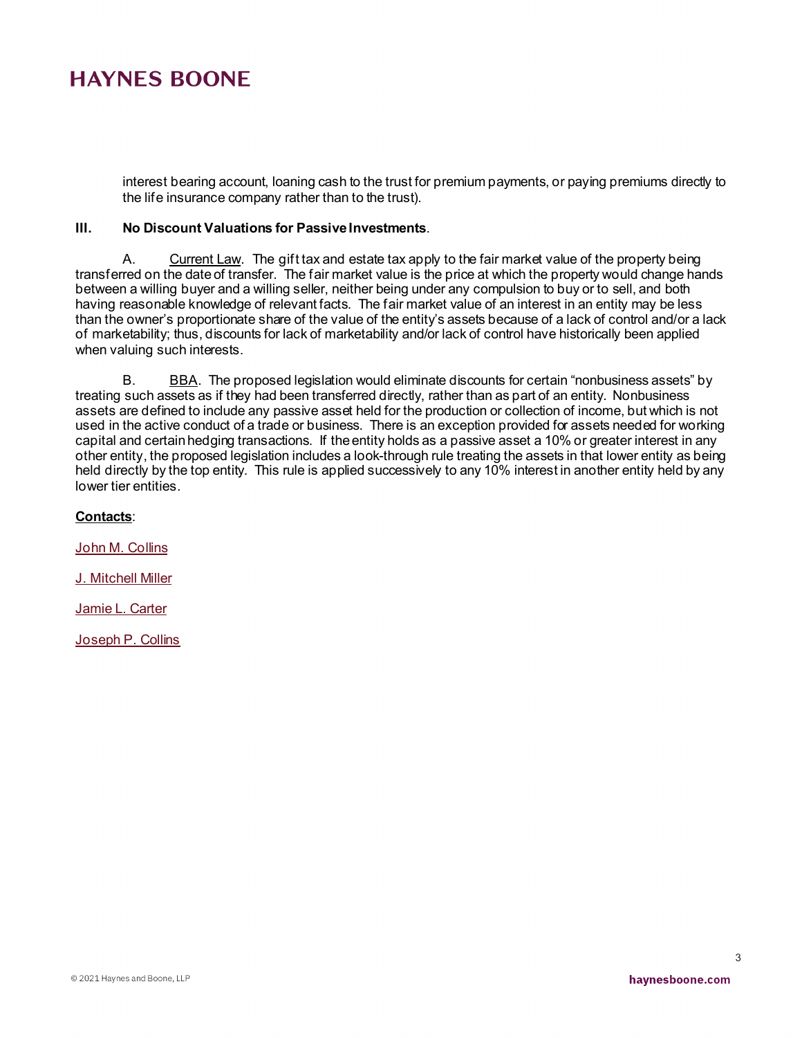interest bearing account, loaning cash to the trust for premium payments, or paying premiums directly to the life insurance company rather than to the trust).

**III. No Discount Valuations for Passive Investments**.

A. Current Law. The gift tax and estate tax apply to the fair market value of the property being transferred on the date of transfer. The fair market value is the price at which the property would change hands between a willing buyer and a willing seller, neither being under any compulsion to buy or to sell, and both having reasonable knowledge of relevant facts. The fair market value of an interest in an entity may be less than the owner's proportionate share of the value of the entity's assets because of a lack of control and/or a lack of marketability; thus, discounts for lack of marketability and/or lack of control have historically been applied when valuing such interests.

B. BBA. The proposed legislation would eliminate discounts for certain "nonbusiness assets" by treating such assets as if they had been transferred directly, rather than as part of an entity. Nonbusiness assets are defined to include any passive asset held for the production or collection of income, but which is not used in the active conduct of a trade or business. There is an exception provided for assets needed for working capital and certain hedging transactions. If the entity holds as a passive asset a 10% or greater interest in any other entity, the proposed legislation includes a look-through rule treating the assets in that lower entity as being held directly by the top entity. This rule is applied successively to any 10% interest in another entity held by any lower tier entities.

**Contacts**:

John M. Collins

J. Mitchell Miller

Jamie L. Carter

Joseph P. Collins